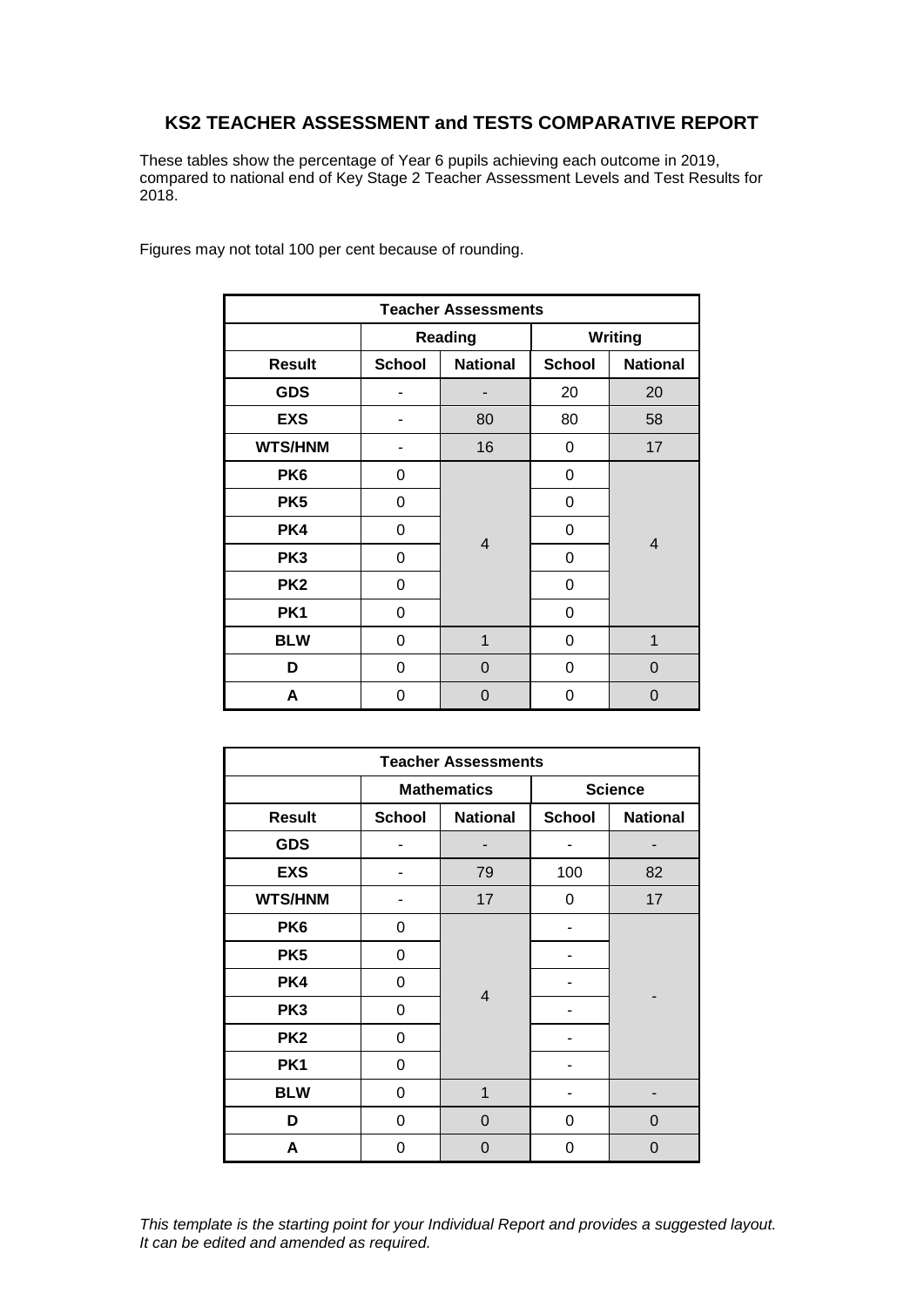## KS2 TEACHER ASSESSMENT and TESTS COMPARATIVE REPORT

These tables show the percentage of Year 6 pupils achieving each outcome in 2019, compared to national end of Key Stage 2 Teacher Assessment Levels and Test Results for 2018.

Figures may not total 100 per cent because of rounding.

| Teacher Assessments | | | | |
|---|---|---|---|---|
| | Reading | | Writing | |
| **Result** | **School** | **National** | **School** | **National** |
| **GDS** | - | - | 20 | 20 |
| **EXS** | - | 80 | 80 | 58 |
| **WTS/HNM** | - | 16 | 0 | 17 |
| **PK6** | 0 | 4 | 0 | 4 |
| **PK5** | 0 | | 0 | |
| **PK4** | 0 | | 0 | |
| **PK3** | 0 | | 0 | |
| **PK2** | 0 | | 0 | |
| **PK1** | 0 | | 0 | |
| **BLW** | 0 | 1 | 0 | 1 |
| **D** | 0 | 0 | 0 | 0 |
| **A** | 0 | 0 | 0 | 0 |

| Teacher Assessments | | | | |
|---|---|---|---|---|
| | Mathematics | | Science | |
| **Result** | **School** | **National** | **School** | **National** |
| **GDS** | - | - | - | - |
| **EXS** | - | 79 | 100 | 82 |
| **WTS/HNM** | - | 17 | 0 | 17 |
| **PK6** | 0 | 4 | - | - |
| **PK5** | 0 | | - | |
| **PK4** | 0 | | - | |
| **PK3** | 0 | | - | |
| **PK2** | 0 | | - | |
| **PK1** | 0 | | - | |
| **BLW** | 0 | 1 | - | - |
| **D** | 0 | 0 | 0 | 0 |
| **A** | 0 | 0 | 0 | 0 |

*This template is the starting point for your Individual Report and provides a suggested layout. It can be edited and amended as required.*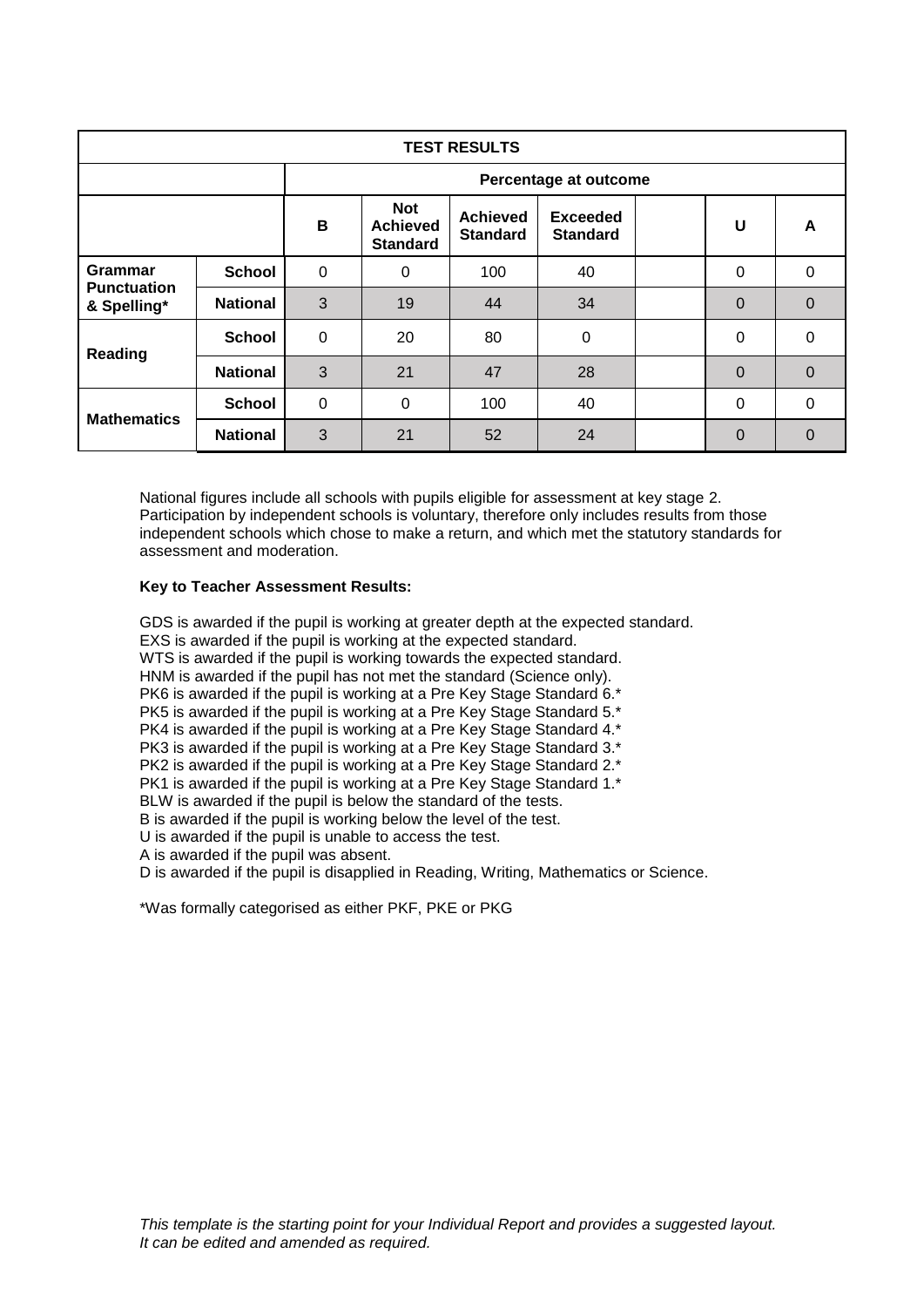| TEST RESULTS | | | | | | | | |
|---|---|---|---|---|---|---|---|---|
| | | Percentage at outcome | | | | | | |
| | | **B** | **Not Achieved Standard** | **Achieved Standard** | **Exceeded Standard** | | **U** | **A** |
| **Grammar Punctuation & Spelling*** | **School** | 0 | 0 | 100 | 40 | | 0 | 0 |
| | **National** | 3 | 19 | 44 | 34 | | 0 | 0 |
| **Reading** | **School** | 0 | 20 | 80 | 0 | | 0 | 0 |
| | **National** | 3 | 21 | 47 | 28 | | 0 | 0 |
| **Mathematics** | **School** | 0 | 0 | 100 | 40 | | 0 | 0 |
| | **National** | 3 | 21 | 52 | 24 | | 0 | 0 |

National figures include all schools with pupils eligible for assessment at key stage 2. Participation by independent schools is voluntary, therefore only includes results from those independent schools which chose to make a return, and which met the statutory standards for assessment and moderation.

**Key to Teacher Assessment Results:**

GDS is awarded if the pupil is working at greater depth at the expected standard.
EXS is awarded if the pupil is working at the expected standard.
WTS is awarded if the pupil is working towards the expected standard.
HNM is awarded if the pupil has not met the standard (Science only).
PK6 is awarded if the pupil is working at a Pre Key Stage Standard 6.*
PK5 is awarded if the pupil is working at a Pre Key Stage Standard 5.*
PK4 is awarded if the pupil is working at a Pre Key Stage Standard 4.*
PK3 is awarded if the pupil is working at a Pre Key Stage Standard 3.*
PK2 is awarded if the pupil is working at a Pre Key Stage Standard 2.*
PK1 is awarded if the pupil is working at a Pre Key Stage Standard 1.*
BLW is awarded if the pupil is below the standard of the tests.
B is awarded if the pupil is working below the level of the test.
U is awarded if the pupil is unable to access the test.
A is awarded if the pupil was absent.
D is awarded if the pupil is disapplied in Reading, Writing, Mathematics or Science.

*Was formally categorised as either PKF, PKE or PKG

*This template is the starting point for your Individual Report and provides a suggested layout. It can be edited and amended as required.*